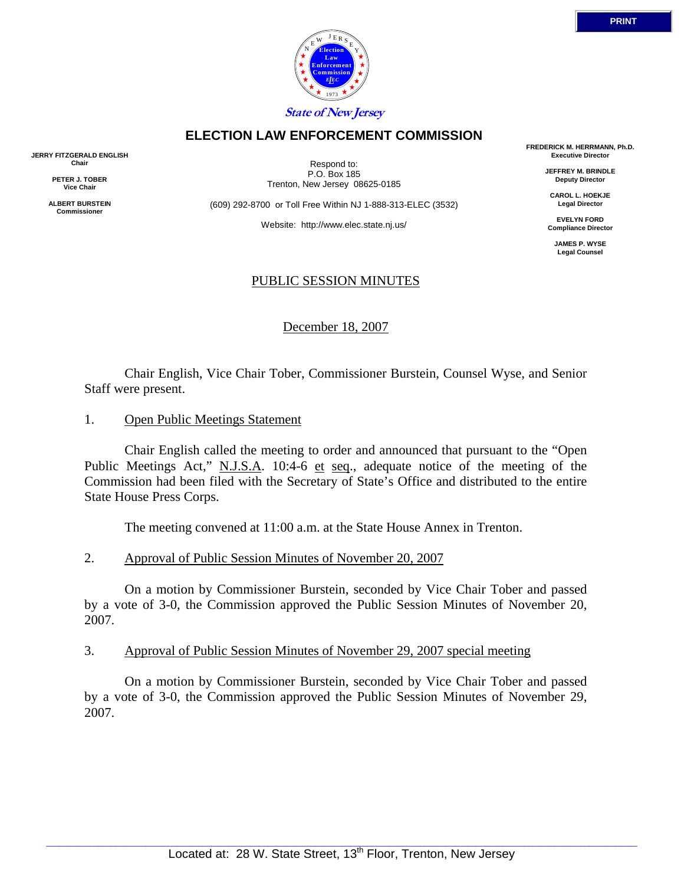PRINT

State of New Jersey

# ELECTION LAW ENFORCEMENT COMMISSION

**JERRY FITZGERALD ENGLISH**
**Chair**

**PETER J. TOBER**
**Vice Chair**

**ALBERT BURSTEIN**
**Commissioner**

Respond to:
P.O. Box 185
Trenton, New Jersey 08625-0185

(609) 292-8700 or Toll Free Within NJ 1-888-313-ELEC (3532)

Website: http://www.elec.state.nj.us/

**FREDERICK M. HERRMANN, Ph.D.**
**Executive Director**

**JEFFREY M. BRINDLE**
**Deputy Director**

**CAROL L. HOEKJE**
**Legal Director**

**EVELYN FORD**
**Compliance Director**

**JAMES P. WYSE**
**Legal Counsel**

## PUBLIC SESSION MINUTES

December 18, 2007

Chair English, Vice Chair Tober, Commissioner Burstein, Counsel Wyse, and Senior Staff were present.

1. Open Public Meetings Statement

Chair English called the meeting to order and announced that pursuant to the "Open Public Meetings Act," N.J.S.A. 10:4-6 et seq., adequate notice of the meeting of the Commission had been filed with the Secretary of State's Office and distributed to the entire State House Press Corps.

The meeting convened at 11:00 a.m. at the State House Annex in Trenton.

2. Approval of Public Session Minutes of November 20, 2007

On a motion by Commissioner Burstein, seconded by Vice Chair Tober and passed by a vote of 3-0, the Commission approved the Public Session Minutes of November 20, 2007.

3. Approval of Public Session Minutes of November 29, 2007 special meeting

On a motion by Commissioner Burstein, seconded by Vice Chair Tober and passed by a vote of 3-0, the Commission approved the Public Session Minutes of November 29, 2007.

Located at: 28 W. State Street, 13th Floor, Trenton, New Jersey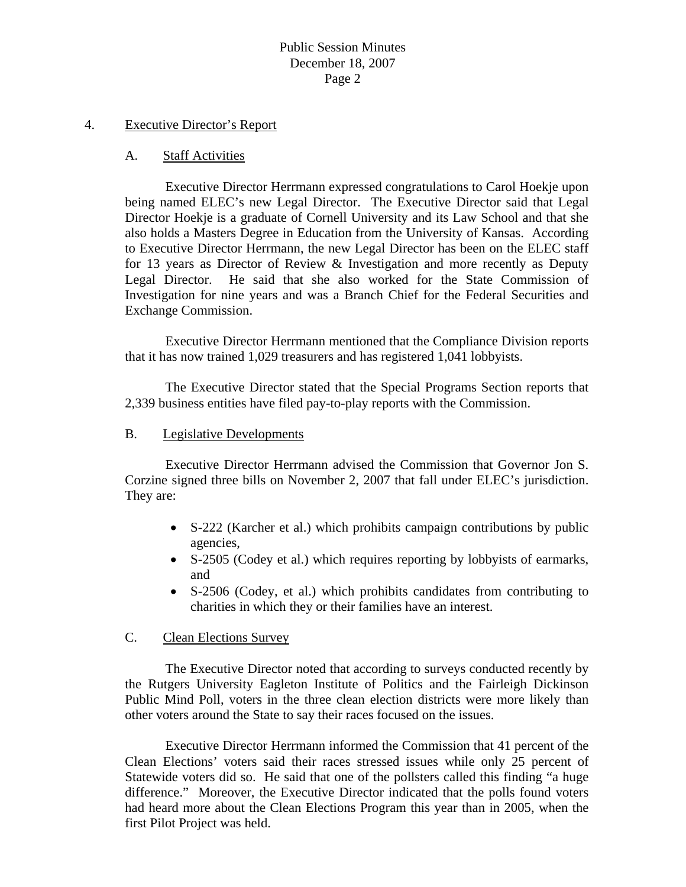4. Executive Director's Report

A. Staff Activities

Executive Director Herrmann expressed congratulations to Carol Hoekje upon being named ELEC's new Legal Director. The Executive Director said that Legal Director Hoekje is a graduate of Cornell University and its Law School and that she also holds a Masters Degree in Education from the University of Kansas. According to Executive Director Herrmann, the new Legal Director has been on the ELEC staff for 13 years as Director of Review & Investigation and more recently as Deputy Legal Director. He said that she also worked for the State Commission of Investigation for nine years and was a Branch Chief for the Federal Securities and Exchange Commission.

Executive Director Herrmann mentioned that the Compliance Division reports that it has now trained 1,029 treasurers and has registered 1,041 lobbyists.

The Executive Director stated that the Special Programs Section reports that 2,339 business entities have filed pay-to-play reports with the Commission.

B. Legislative Developments

Executive Director Herrmann advised the Commission that Governor Jon S. Corzine signed three bills on November 2, 2007 that fall under ELEC's jurisdiction. They are:

- S-222 (Karcher et al.) which prohibits campaign contributions by public agencies,
- S-2505 (Codey et al.) which requires reporting by lobbyists of earmarks, and
- S-2506 (Codey, et al.) which prohibits candidates from contributing to charities in which they or their families have an interest.

C. Clean Elections Survey

The Executive Director noted that according to surveys conducted recently by the Rutgers University Eagleton Institute of Politics and the Fairleigh Dickinson Public Mind Poll, voters in the three clean election districts were more likely than other voters around the State to say their races focused on the issues.

Executive Director Herrmann informed the Commission that 41 percent of the Clean Elections' voters said their races stressed issues while only 25 percent of Statewide voters did so. He said that one of the pollsters called this finding "a huge difference." Moreover, the Executive Director indicated that the polls found voters had heard more about the Clean Elections Program this year than in 2005, when the first Pilot Project was held.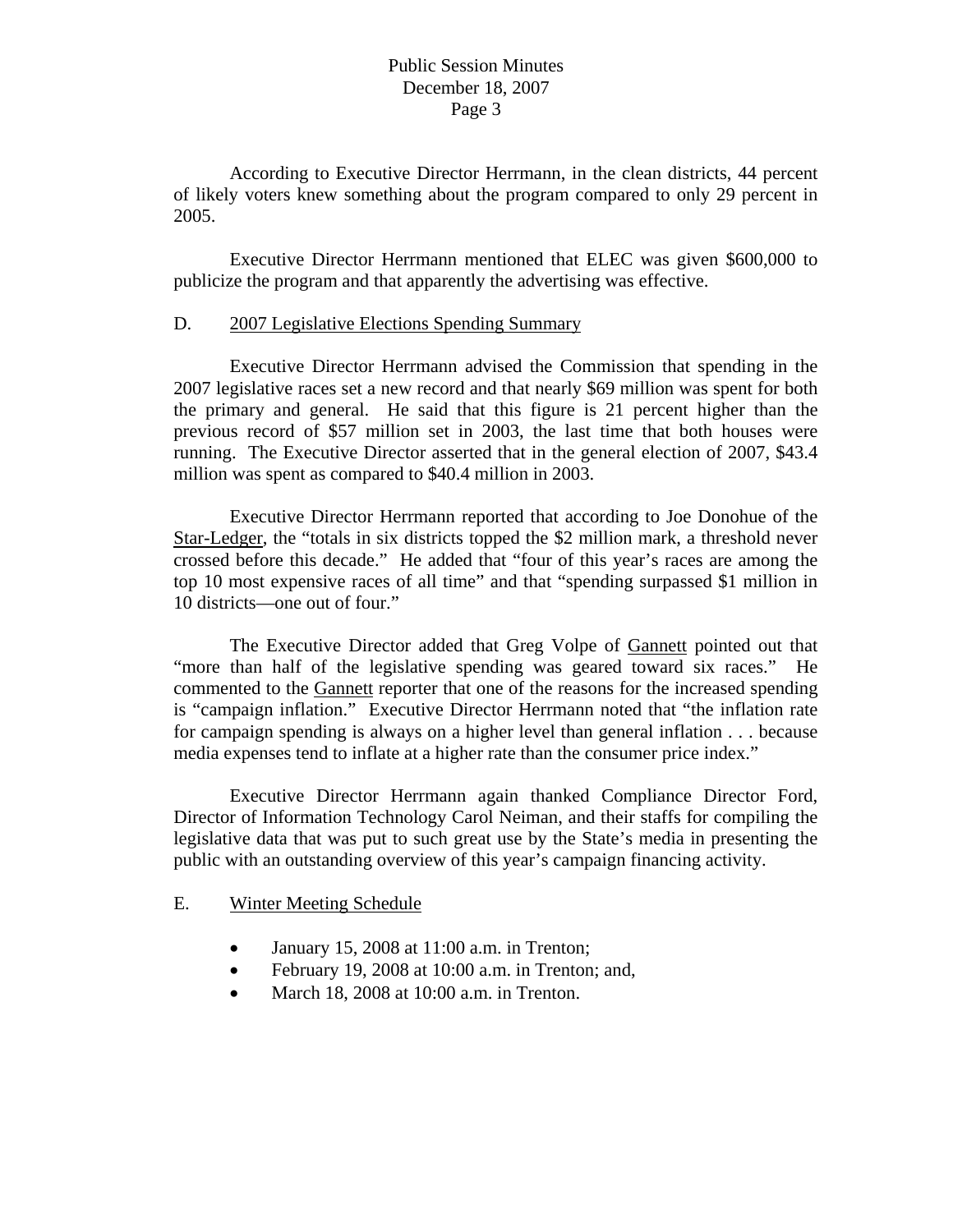According to Executive Director Herrmann, in the clean districts, 44 percent of likely voters knew something about the program compared to only 29 percent in 2005.

Executive Director Herrmann mentioned that ELEC was given $600,000 to publicize the program and that apparently the advertising was effective.

D. <u>2007 Legislative Elections Spending Summary</u>

Executive Director Herrmann advised the Commission that spending in the 2007 legislative races set a new record and that nearly $69 million was spent for both the primary and general. He said that this figure is 21 percent higher than the previous record of $57 million set in 2003, the last time that both houses were running. The Executive Director asserted that in the general election of 2007, $43.4 million was spent as compared to $40.4 million in 2003.

Executive Director Herrmann reported that according to Joe Donohue of the <u>Star-Ledger</u>, the "totals in six districts topped the $2 million mark, a threshold never crossed before this decade." He added that "four of this year's races are among the top 10 most expensive races of all time" and that "spending surpassed $1 million in 10 districts—one out of four."

The Executive Director added that Greg Volpe of <u>Gannett</u> pointed out that "more than half of the legislative spending was geared toward six races." He commented to the <u>Gannett</u> reporter that one of the reasons for the increased spending is "campaign inflation." Executive Director Herrmann noted that "the inflation rate for campaign spending is always on a higher level than general inflation . . . because media expenses tend to inflate at a higher rate than the consumer price index."

Executive Director Herrmann again thanked Compliance Director Ford, Director of Information Technology Carol Neiman, and their staffs for compiling the legislative data that was put to such great use by the State's media in presenting the public with an outstanding overview of this year's campaign financing activity.

E. <u>Winter Meeting Schedule</u>

- January 15, 2008 at 11:00 a.m. in Trenton;
- February 19, 2008 at 10:00 a.m. in Trenton; and,
- March 18, 2008 at 10:00 a.m. in Trenton.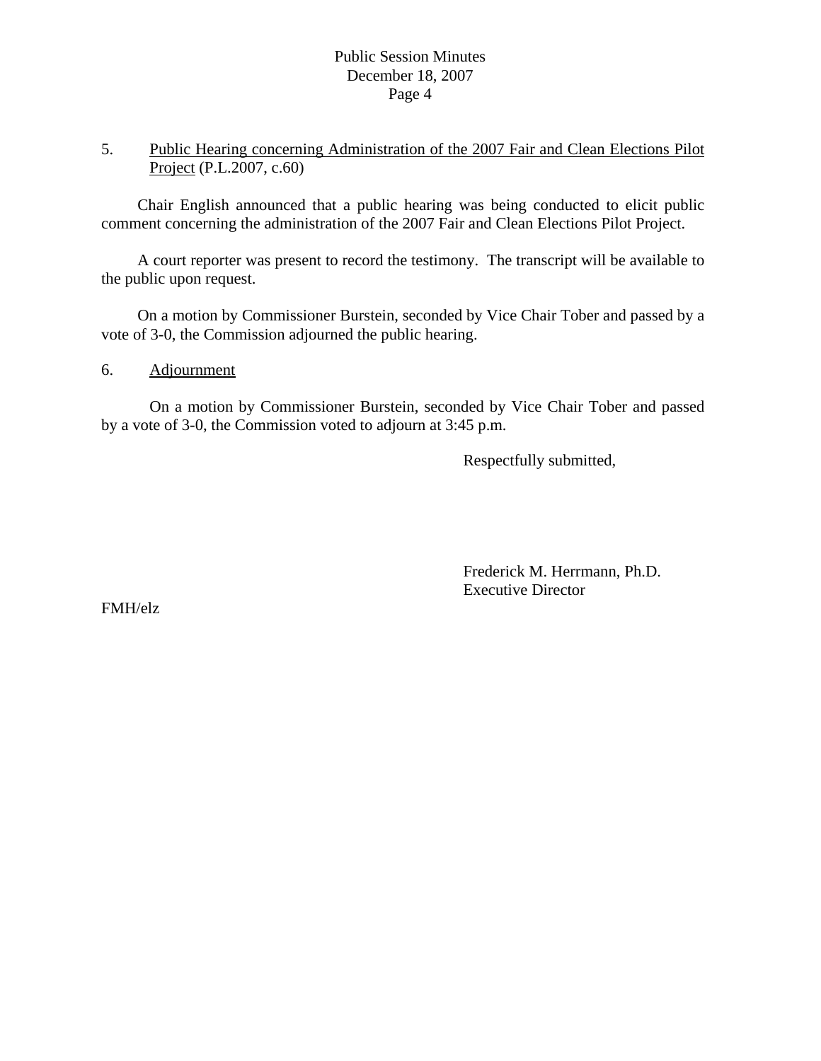5. Public Hearing concerning Administration of the 2007 Fair and Clean Elections Pilot Project (P.L.2007, c.60)

Chair English announced that a public hearing was being conducted to elicit public comment concerning the administration of the 2007 Fair and Clean Elections Pilot Project.

A court reporter was present to record the testimony. The transcript will be available to the public upon request.

On a motion by Commissioner Burstein, seconded by Vice Chair Tober and passed by a vote of 3-0, the Commission adjourned the public hearing.

6. Adjournment

On a motion by Commissioner Burstein, seconded by Vice Chair Tober and passed by a vote of 3-0, the Commission voted to adjourn at 3:45 p.m.

Respectfully submitted,

Frederick M. Herrmann, Ph.D.
Executive Director

FMH/elz